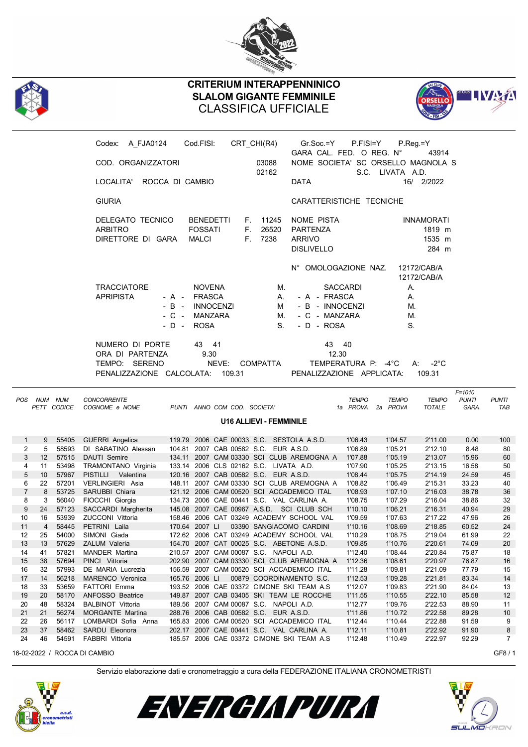# CRITERIUM INTERAPPENNINICO
## SLALOM GIGANTE FEMMINILE
## CLASSIFICA UFFICIALE

| | | | |
|---|---|---|---|
| Codex: A_FJA0124 | Cod.FISI: CRT_CHI(R4) | Gr.Soc.=Y P.FISI=Y P.Reg.=Y | |
| | | GARA CAL. FED. O REG. N° | 43914 |
| COD. ORGANIZZATORI | 03088 02162 | NOME SOCIETA' | SC ORSELLO MAGNOLA S S.C. LIVATA A.D. |
| LOCALITA' ROCCA DI CAMBIO | | DATA | 16/ 2/2022 |

**GIURIA**

| | | | |
|---|---|---|---|
| DELEGATO TECNICO | BENEDETTI F. 11245 | | |
| ARBITRO | FOSSATI F. 26520 | | |
| DIRETTORE DI GARA | MALCI F. 7238 | | |

**CARATTERISTICHE TECNICHE**

| | |
|---|---|
| NOME PISTA | INNAMORATI |
| PARTENZA | 1819 m |
| ARRIVO | 1535 m |
| DISLIVELLO | 284 m |
| N° OMOLOGAZIONE NAZ. | 12172/CAB/A 12172/CAB/A |

| | 1a PROVA | | 2a PROVA | |
|---|---|---|---|---|
| TRACCIATORE | NOVENA | M. | SACCARDI | A. |
| APRIPISTA - A - | FRASCA | A. | FRASCA | A. |
| - B - | INNOCENZI | M | INNOCENZI | M. |
| - C - | MANZARA | M. | MANZARA | M. |
| - D - | ROSA | S. | ROSA | S. |
| NUMERO DI PORTE | 43 41 | | 43 40 | |
| ORA DI PARTENZA | 9.30 | | 12.30 | |

TEMPO: SERENO    NEVE: COMPATTA    TEMPERATURA P: -4°C    A: -2°C

PENALIZZAZIONE CALCOLATA: 109.31    PENALIZZAZIONE APPLICATA: 109.31

### U16 ALLIEVI - FEMMINILE

| POS | NUM PETT | NUM CODICE | CONCORRENTE COGNOME e NOME | PUNTI | ANNO | COM | COD. | SOCIETA' | TEMPO 1a PROVA | TEMPO 2a PROVA | TEMPO TOTALE | F=1010 PUNTI GARA | PUNTI TAB |
|---|---|---|---|---|---|---|---|---|---|---|---|---|---|
| 1 | 9 | 55405 | GUERRI Angelica | 119.79 | 2006 | CAE | 00033 | S.C. SESTOLA A.S.D. | 1'06.43 | 1'04.57 | 2'11.00 | 0.00 | 100 |
| 2 | 5 | 58593 | DI SABATINO Alessan | 104.81 | 2007 | CAB | 00582 | S.C. EUR A.S.D. | 1'06.89 | 1'05.21 | 2'12.10 | 8.48 | 80 |
| 3 | 12 | 57515 | DAUTI Semire | 134.11 | 2007 | CAM | 03330 | SCI CLUB AREMOGNA A | 1'07.88 | 1'05.19 | 2'13.07 | 15.96 | 60 |
| 4 | 11 | 53498 | TRAMONTANO Virginia | 133.14 | 2006 | CLS | 02162 | S.C. LIVATA A.D. | 1'07.90 | 1'05.25 | 2'13.15 | 16.58 | 50 |
| 5 | 10 | 57967 | PISTILLI Valentina | 120.16 | 2007 | CAB | 00582 | S.C. EUR A.S.D. | 1'08.44 | 1'05.75 | 2'14.19 | 24.59 | 45 |
| 6 | 22 | 57201 | VERLINGIERI Asia | 148.11 | 2007 | CAM | 03330 | SCI CLUB AREMOGNA A | 1'08.82 | 1'06.49 | 2'15.31 | 33.23 | 40 |
| 7 | 8 | 53725 | SARUBBI Chiara | 121.12 | 2006 | CAM | 00520 | SCI ACCADEMICO ITAL | 1'08.93 | 1'07.10 | 2'16.03 | 38.78 | 36 |
| 8 | 3 | 56040 | FIOCCHI Giorgia | 134.73 | 2006 | CAE | 00441 | S.C. VAL CARLINA A. | 1'08.75 | 1'07.29 | 2'16.04 | 38.86 | 32 |
| 9 | 24 | 57123 | SACCARDI Margherita | 145.08 | 2007 | CAE | 00967 | A.S.D. SCI CLUB SCH | 1'10.10 | 1'06.21 | 2'16.31 | 40.94 | 29 |
| 10 | 16 | 53939 | ZUCCONI Vittoria | 158.46 | 2006 | CAT | 03249 | ACADEMY SCHOOL VAL | 1'09.59 | 1'07.63 | 2'17.22 | 47.96 | 26 |
| 11 | 4 | 58445 | PETRINI Laila | 170.64 | 2007 | LI | 03390 | SANGIACOMO CARDINI | 1'10.16 | 1'08.69 | 2'18.85 | 60.52 | 24 |
| 12 | 25 | 54000 | SIMONI Giada | 172.62 | 2006 | CAT | 03249 | ACADEMY SCHOOL VAL | 1'10.29 | 1'08.75 | 2'19.04 | 61.99 | 22 |
| 13 | 13 | 57629 | ZALUM Valeria | 154.70 | 2007 | CAT | 00025 | S.C. ABETONE A.S.D. | 1'09.85 | 1'10.76 | 2'20.61 | 74.09 | 20 |
| 14 | 41 | 57821 | MANDER Martina | 210.57 | 2007 | CAM | 00087 | S.C. NAPOLI A.D. | 1'12.40 | 1'08.44 | 2'20.84 | 75.87 | 18 |
| 15 | 38 | 57694 | PINCI Vittoria | 202.90 | 2007 | CAM | 03330 | SCI CLUB AREMOGNA A | 1'12.36 | 1'08.61 | 2'20.97 | 76.87 | 16 |
| 16 | 32 | 57993 | DE MARIA Lucrezia | 156.59 | 2007 | CAM | 00520 | SCI ACCADEMICO ITAL | 1'11.28 | 1'09.81 | 2'21.09 | 77.79 | 15 |
| 17 | 14 | 56218 | MARENCO Veronica | 165.76 | 2006 | LI | 00879 | COORDINAMENTO S.C. | 1'12.53 | 1'09.28 | 2'21.81 | 83.34 | 14 |
| 18 | 33 | 53659 | FATTORI Emma | 193.52 | 2006 | CAE | 03372 | CIMONE SKI TEAM A.S | 1'12.07 | 1'09.83 | 2'21.90 | 84.04 | 13 |
| 19 | 20 | 58170 | ANFOSSO Beatrice | 149.87 | 2007 | CAB | 03405 | SKI TEAM LE ROCCHE | 1'11.55 | 1'10.55 | 2'22.10 | 85.58 | 12 |
| 20 | 48 | 58324 | BALBINOT Vittoria | 189.56 | 2007 | CAM | 00087 | S.C. NAPOLI A.D. | 1'12.77 | 1'09.76 | 2'22.53 | 88.90 | 11 |
| 21 | 21 | 56274 | MORGANTE Martina | 288.76 | 2006 | CAB | 00582 | S.C. EUR A.S.D. | 1'11.86 | 1'10.72 | 2'22.58 | 89.28 | 10 |
| 22 | 26 | 56117 | LOMBARDI Sofia Anna | 165.83 | 2006 | CAM | 00520 | SCI ACCADEMICO ITAL | 1'12.44 | 1'10.44 | 2'22.88 | 91.59 | 9 |
| 23 | 37 | 58462 | SARDU Eleonora | 202.17 | 2007 | CAE | 00441 | S.C. VAL CARLINA A. | 1'12.11 | 1'10.81 | 2'22.92 | 91.90 | 8 |
| 24 | 46 | 54591 | FABBRI Vittoria | 185.57 | 2006 | CAE | 03372 | CIMONE SKI TEAM A.S | 1'12.48 | 1'10.49 | 2'22.97 | 92.29 | 7 |

16-02-2022 / ROCCA DI CAMBIO

Servizio elaborazione dati e cronometraggio a cura della FEDERAZIONE ITALIANA CRONOMETRISTI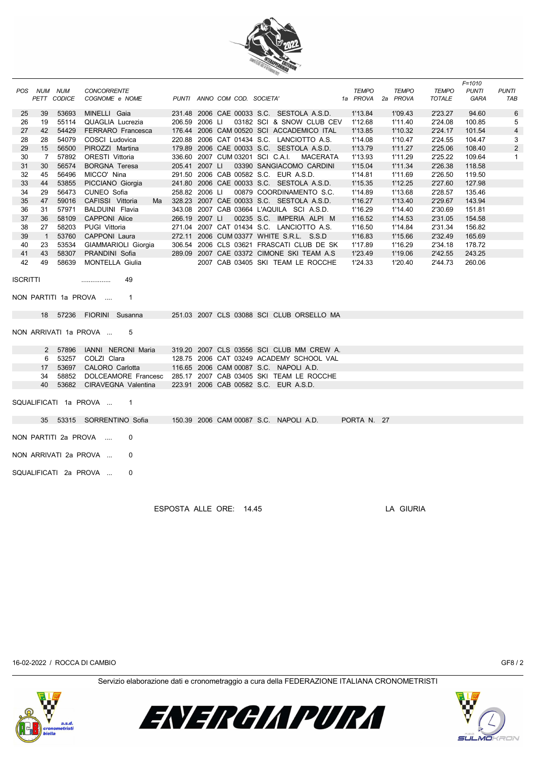| POS | NUM PETT | NUM CODICE | CONCORRENTE COGNOME e NOME | PUNTI | ANNO | COM | COD. | SOCIETA' | TEMPO 1a PROVA | TEMPO 2a PROVA | TEMPO TOTALE | F=1010 PUNTI GARA | PUNTI TAB |
|---|---|---|---|---|---|---|---|---|---|---|---|---|---|
| 25 | 39 | 53693 | MINELLI Gaia | 231.48 | 2006 | CAE | 00033 | S.C. SESTOLA A.S.D. | 1'13.84 | 1'09.43 | 2'23.27 | 94.60 | 6 |
| 26 | 19 | 55114 | QUAGLIA Lucrezia | 206.59 | 2006 | LI | 03182 | SCI & SNOW CLUB CEV | 1'12.68 | 1'11.40 | 2'24.08 | 100.85 | 5 |
| 27 | 42 | 54429 | FERRARO Francesca | 176.44 | 2006 | CAM | 00520 | SCI ACCADEMICO ITAL | 1'13.85 | 1'10.32 | 2'24.17 | 101.54 | 4 |
| 28 | 28 | 54079 | COSCI Ludovica | 220.88 | 2006 | CAT | 01434 | S.C. LANCIOTTO A.S. | 1'14.08 | 1'10.47 | 2'24.55 | 104.47 | 3 |
| 29 | 15 | 56500 | PIROZZI Martina | 179.89 | 2006 | CAE | 00033 | S.C. SESTOLA A.S.D. | 1'13.79 | 1'11.27 | 2'25.06 | 108.40 | 2 |
| 30 | 7 | 57892 | ORESTI Vittoria | 336.60 | 2007 | CUM | 03201 | SCI C.A.I. MACERATA | 1'13.93 | 1'11.29 | 2'25.22 | 109.64 | 1 |
| 31 | 30 | 56574 | BORGNA Teresa | 205.41 | 2007 | LI | 03390 | SANGIACOMO CARDINI | 1'15.04 | 1'11.34 | 2'26.38 | 118.58 | |
| 32 | 45 | 56496 | MICCO' Nina | 291.50 | 2006 | CAB | 00582 | S.C. EUR A.S.D. | 1'14.81 | 1'11.69 | 2'26.50 | 119.50 | |
| 33 | 44 | 53855 | PICCIANO Giorgia | 241.80 | 2006 | CAE | 00033 | S.C. SESTOLA A.S.D. | 1'15.35 | 1'12.25 | 2'27.60 | 127.98 | |
| 34 | 29 | 56473 | CUNEO Sofia | 258.82 | 2006 | LI | 00879 | COORDINAMENTO S.C. | 1'14.89 | 1'13.68 | 2'28.57 | 135.46 | |
| 35 | 47 | 59016 | CAFISSI Vittoria Ma | 328.23 | 2007 | CAE | 00033 | S.C. SESTOLA A.S.D. | 1'16.27 | 1'13.40 | 2'29.67 | 143.94 | |
| 36 | 31 | 57971 | BALDUINI Flavia | 343.08 | 2007 | CAB | 03664 | L'AQUILA SCI A.S.D. | 1'16.29 | 1'14.40 | 2'30.69 | 151.81 | |
| 37 | 36 | 58109 | CAPPONI Alice | 266.19 | 2007 | LI | 00235 | S.C. IMPERIA ALPI M | 1'16.52 | 1'14.53 | 2'31.05 | 154.58 | |
| 38 | 27 | 58203 | PUGI Vittoria | 271.04 | 2007 | CAT | 01434 | S.C. LANCIOTTO A.S. | 1'16.50 | 1'14.84 | 2'31.34 | 156.82 | |
| 39 | 1 | 53760 | CAPPONI Laura | 272.11 | 2006 | CUM | 03377 | WHITE S.R.L. S.S.D | 1'16.83 | 1'15.66 | 2'32.49 | 165.69 | |
| 40 | 23 | 53534 | GIAMMARIOLI Giorgia | 306.54 | 2006 | CLS | 03621 | FRASCATI CLUB DE SK | 1'17.89 | 1'16.29 | 2'34.18 | 178.72 | |
| 41 | 43 | 58307 | PRANDINI Sofia | 289.09 | 2007 | CAE | 03372 | CIMONE SKI TEAM A.S | 1'23.49 | 1'19.06 | 2'42.55 | 243.25 | |
| 42 | 49 | 58639 | MONTELLA Giulia | | 2007 | CAB | 03405 | SKI TEAM LE ROCCHE | 1'24.33 | 1'20.40 | 2'44.73 | 260.06 | |

ISCRITTI ................ 49

NON PARTITI 1a PROVA .... 1

| NUM PETT | NUM CODICE | COGNOME e NOME | PUNTI | ANNO | COM | COD. | SOCIETA' |
|---|---|---|---|---|---|---|---|
| 18 | 57236 | FIORINI Susanna | 251.03 | 2007 | CLS | 03088 | SCI CLUB ORSELLO MA |

NON ARRIVATI 1a PROVA ... 5

| NUM PETT | NUM CODICE | COGNOME e NOME | PUNTI | ANNO | COM | COD. | SOCIETA' |
|---|---|---|---|---|---|---|---|
| 2 | 57896 | IANNI NERONI Maria | 319.20 | 2007 | CLS | 03556 | SCI CLUB MM CREW A. |
| 6 | 53257 | COLZI Clara | 128.75 | 2006 | CAT | 03249 | ACADEMY SCHOOL VAL |
| 17 | 53697 | CALORO Carlotta | 116.65 | 2006 | CAM | 00087 | S.C. NAPOLI A.D. |
| 34 | 58852 | DOLCEAMORE Francesc | 285.17 | 2007 | CAB | 03405 | SKI TEAM LE ROCCHE |
| 40 | 53682 | CIRAVEGNA Valentina | 223.91 | 2006 | CAB | 00582 | S.C. EUR A.S.D. |

SQUALIFICATI 1a PROVA ... 1

| NUM PETT | NUM CODICE | COGNOME e NOME | PUNTI | ANNO | COM | COD. | SOCIETA' | |
|---|---|---|---|---|---|---|---|---|
| 35 | 53315 | SORRENTINO Sofia | 150.39 | 2006 | CAM | 00087 | S.C. NAPOLI A.D. | PORTA N. 27 |

NON PARTITI 2a PROVA .... 0

NON ARRIVATI 2a PROVA ... 0

SQUALIFICATI 2a PROVA ... 0

ESPOSTA ALLE ORE: 14.45

LA GIURIA

16-02-2022 / ROCCA DI CAMBIO

Servizio elaborazione dati e cronometraggio a cura della FEDERAZIONE ITALIANA CRONOMETRISTI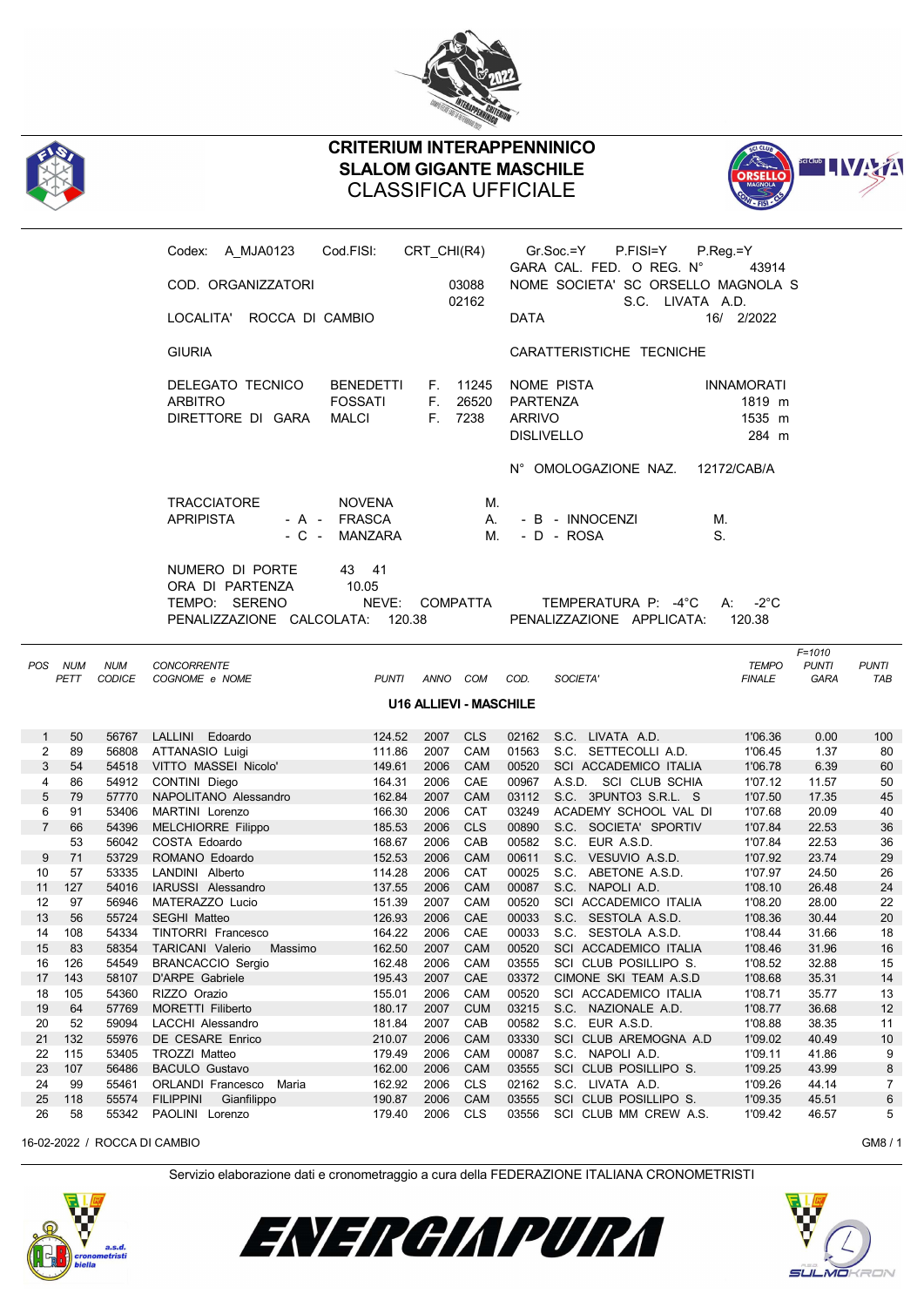# CRITERIUM INTERAPPENNINICO
## SLALOM GIGANTE MASCHILE
## CLASSIFICA UFFICIALE

Codex: A_MJA0123 Cod.FISI: CRT_CHI(R4) Gr.Soc.=Y P.FISI=Y P.Reg.=Y
GARA CAL. FED. O REG. N° 43914

COD. ORGANIZZATORI 03088 02162 NOME SOCIETA' SC ORSELLO MAGNOLA S S.C. LIVATA A.D.

LOCALITA' ROCCA DI CAMBIO DATA 16/ 2/2022

GIURIA CARATTERISTICHE TECNICHE

DELEGATO TECNICO BENEDETTI F. 11245 NOME PISTA INNAMORATI
ARBITRO FOSSATI F. 26520 PARTENZA 1819 m
DIRETTORE DI GARA MALCI F. 7238 ARRIVO 1535 m
DISLIVELLO 284 m

N° OMOLOGAZIONE NAZ. 12172/CAB/A

TRACCIATORE NOVENA M.
APRIPISTA - A - FRASCA A. - B - INNOCENZI M.
- C - MANZARA M. - D - ROSA S.

NUMERO DI PORTE 43 41
ORA DI PARTENZA 10.05
TEMPO: SERENO NEVE: COMPATTA TEMPERATURA P: -4°C A: -2°C
PENALIZZAZIONE CALCOLATA: 120.38 PENALIZZAZIONE APPLICATA: 120.38

### U16 ALLIEVI - MASCHILE

| POS | NUM PETT | NUM CODICE | CONCORRENTE COGNOME e NOME | PUNTI | ANNO | COM | COD. | SOCIETA' | TEMPO FINALE | F=1010 PUNTI GARA | PUNTI TAB |
|---|---|---|---|---|---|---|---|---|---|---|---|
| 1 | 50 | 56767 | LALLINI Edoardo | 124.52 | 2007 | CLS | 02162 | S.C. LIVATA A.D. | 1'06.36 | 0.00 | 100 |
| 2 | 89 | 56808 | ATTANASIO Luigi | 111.86 | 2007 | CAM | 01563 | S.C. SETTECOLLI A.D. | 1'06.45 | 1.37 | 80 |
| 3 | 54 | 54518 | VITTO MASSEI Nicolo' | 149.61 | 2006 | CAM | 00520 | SCI ACCADEMICO ITALIA | 1'06.78 | 6.39 | 60 |
| 4 | 86 | 54912 | CONTINI Diego | 164.31 | 2006 | CAE | 00967 | A.S.D. SCI CLUB SCHIA | 1'07.12 | 11.57 | 50 |
| 5 | 79 | 57770 | NAPOLITANO Alessandro | 162.84 | 2007 | CAM | 03112 | S.C. 3PUNTO3 S.R.L. S | 1'07.50 | 17.35 | 45 |
| 6 | 91 | 53406 | MARTINI Lorenzo | 166.30 | 2006 | CAT | 03249 | ACADEMY SCHOOL VAL DI | 1'07.68 | 20.09 | 40 |
| 7 | 66 | 54396 | MELCHIORRE Filippo | 185.53 | 2006 | CLS | 00890 | S.C. SOCIETA' SPORTIV | 1'07.84 | 22.53 | 36 |
| | 53 | 56042 | COSTA Edoardo | 168.67 | 2006 | CAB | 00582 | S.C. EUR A.S.D. | 1'07.84 | 22.53 | 36 |
| 9 | 71 | 53729 | ROMANO Edoardo | 152.53 | 2006 | CAM | 00611 | S.C. VESUVIO A.S.D. | 1'07.92 | 23.74 | 29 |
| 10 | 57 | 53335 | LANDINI Alberto | 114.28 | 2006 | CAT | 00025 | S.C. ABETONE A.S.D. | 1'07.97 | 24.50 | 26 |
| 11 | 127 | 54016 | IARUSSI Alessandro | 137.55 | 2006 | CAM | 00087 | S.C. NAPOLI A.D. | 1'08.10 | 26.48 | 24 |
| 12 | 97 | 56946 | MATERAZZO Lucio | 151.39 | 2007 | CAM | 00520 | SCI ACCADEMICO ITALIA | 1'08.20 | 28.00 | 22 |
| 13 | 56 | 55724 | SEGHI Matteo | 126.93 | 2006 | CAE | 00033 | S.C. SESTOLA A.S.D. | 1'08.36 | 30.44 | 20 |
| 14 | 108 | 54334 | TINTORRI Francesco | 164.22 | 2006 | CAE | 00033 | S.C. SESTOLA A.S.D. | 1'08.44 | 31.66 | 18 |
| 15 | 83 | 58354 | TARICANI Valerio Massimo | 162.50 | 2007 | CAM | 00520 | SCI ACCADEMICO ITALIA | 1'08.46 | 31.96 | 16 |
| 16 | 126 | 54549 | BRANCACCIO Sergio | 162.48 | 2006 | CAM | 03555 | SCI CLUB POSILLIPO S. | 1'08.52 | 32.88 | 15 |
| 17 | 143 | 58107 | D'ARPE Gabriele | 195.43 | 2007 | CAE | 03372 | CIMONE SKI TEAM A.S.D | 1'08.68 | 35.31 | 14 |
| 18 | 105 | 54360 | RIZZO Orazio | 155.01 | 2006 | CAM | 00520 | SCI ACCADEMICO ITALIA | 1'08.71 | 35.77 | 13 |
| 19 | 64 | 57769 | MORETTI Filiberto | 180.17 | 2007 | CUM | 03215 | S.C. NAZIONALE A.D. | 1'08.77 | 36.68 | 12 |
| 20 | 52 | 59094 | LACCHI Alessandro | 181.84 | 2007 | CAB | 00582 | S.C. EUR A.S.D. | 1'08.88 | 38.35 | 11 |
| 21 | 132 | 55976 | DE CESARE Enrico | 210.07 | 2006 | CAM | 03330 | SCI CLUB AREMOGNA A.D | 1'09.02 | 40.49 | 10 |
| 22 | 115 | 53405 | TROZZI Matteo | 179.49 | 2006 | CAM | 00087 | S.C. NAPOLI A.D. | 1'09.11 | 41.86 | 9 |
| 23 | 107 | 56486 | BACULO Gustavo | 162.00 | 2006 | CAM | 03555 | SCI CLUB POSILLIPO S. | 1'09.25 | 43.99 | 8 |
| 24 | 99 | 55461 | ORLANDI Francesco Maria | 162.92 | 2006 | CLS | 02162 | S.C. LIVATA A.D. | 1'09.26 | 44.14 | 7 |
| 25 | 118 | 55574 | FILIPPINI Gianfilippo | 190.87 | 2006 | CAM | 03555 | SCI CLUB POSILLIPO S. | 1'09.35 | 45.51 | 6 |
| 26 | 58 | 55342 | PAOLINI Lorenzo | 179.40 | 2006 | CLS | 03556 | SCI CLUB MM CREW A.S. | 1'09.42 | 46.57 | 5 |

16-02-2022 / ROCCA DI CAMBIO GM8 / 1

Servizio elaborazione dati e cronometraggio a cura della FEDERAZIONE ITALIANA CRONOMETRISTI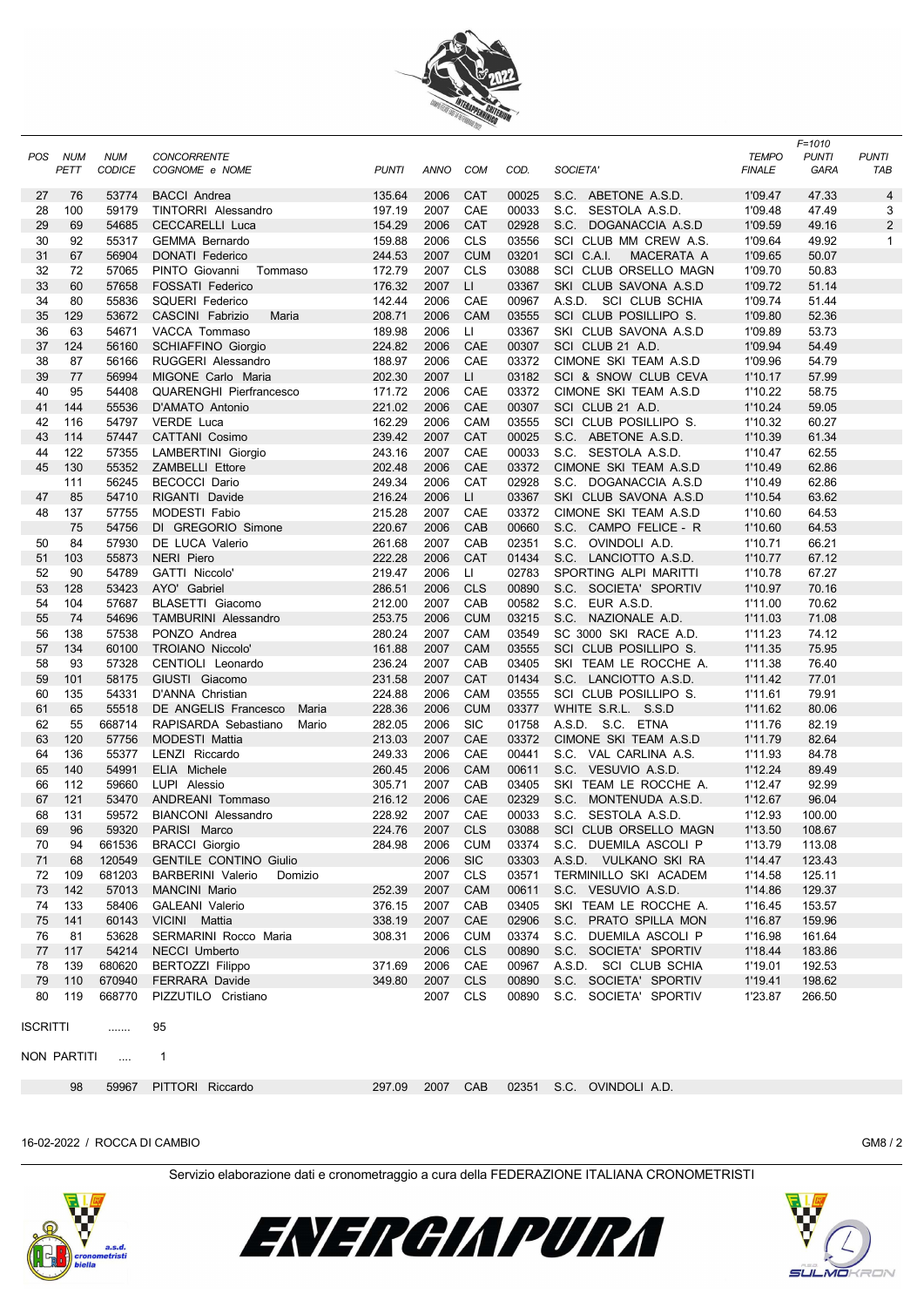| POS | NUM PETT | NUM CODICE | CONCORRENTE COGNOME e NOME | PUNTI | ANNO | COM | COD. | SOCIETA' | TEMPO FINALE | F=1010 PUNTI GARA | PUNTI TAB |
|---|---|---|---|---|---|---|---|---|---|---|---|
| 27 | 76 | 53774 | BACCI Andrea | 135.64 | 2006 | CAT | 00025 | S.C. ABETONE A.S.D. | 1'09.47 | 47.33 | 4 |
| 28 | 100 | 59179 | TINTORRI Alessandro | 197.19 | 2007 | CAE | 00033 | S.C. SESTOLA A.S.D. | 1'09.48 | 47.49 | 3 |
| 29 | 69 | 54685 | CECCARELLI Luca | 154.29 | 2006 | CAT | 02928 | S.C. DOGANACCIA A.S.D | 1'09.59 | 49.16 | 2 |
| 30 | 92 | 55317 | GEMMA Bernardo | 159.88 | 2006 | CLS | 03556 | SCI CLUB MM CREW A.S. | 1'09.64 | 49.92 | 1 |
| 31 | 67 | 56904 | DONATI Federico | 244.53 | 2007 | CUM | 03201 | SCI C.A.I. MACERATA A | 1'09.65 | 50.07 | |
| 32 | 72 | 57065 | PINTO Giovanni Tommaso | 172.79 | 2007 | CLS | 03088 | SCI CLUB ORSELLO MAGN | 1'09.70 | 50.83 | |
| 33 | 60 | 57658 | FOSSATI Federico | 176.32 | 2007 | LI | 03367 | SKI CLUB SAVONA A.S.D | 1'09.72 | 51.14 | |
| 34 | 80 | 55836 | SQUERI Federico | 142.44 | 2006 | CAE | 00967 | A.S.D. SCI CLUB SCHIA | 1'09.74 | 51.44 | |
| 35 | 129 | 53672 | CASCINI Fabrizio Maria | 208.71 | 2006 | CAM | 03555 | SCI CLUB POSILLIPO S. | 1'09.80 | 52.36 | |
| 36 | 63 | 54671 | VACCA Tommaso | 189.98 | 2006 | LI | 03367 | SKI CLUB SAVONA A.S.D | 1'09.89 | 53.73 | |
| 37 | 124 | 56160 | SCHIAFFINO Giorgio | 224.82 | 2006 | CAE | 00307 | SCI CLUB 21 A.D. | 1'09.94 | 54.49 | |
| 38 | 87 | 56166 | RUGGERI Alessandro | 188.97 | 2006 | CAE | 03372 | CIMONE SKI TEAM A.S.D | 1'09.96 | 54.79 | |
| 39 | 77 | 56994 | MIGONE Carlo Maria | 202.30 | 2007 | LI | 03182 | SCI & SNOW CLUB CEVA | 1'10.17 | 57.99 | |
| 40 | 95 | 54408 | QUARENGHI Pierfrancesco | 171.72 | 2006 | CAE | 03372 | CIMONE SKI TEAM A.S.D | 1'10.22 | 58.75 | |
| 41 | 144 | 55536 | D'AMATO Antonio | 221.02 | 2006 | CAE | 00307 | SCI CLUB 21 A.D. | 1'10.24 | 59.05 | |
| 42 | 116 | 54797 | VERDE Luca | 162.29 | 2006 | CAM | 03555 | SCI CLUB POSILLIPO S. | 1'10.32 | 60.27 | |
| 43 | 114 | 57447 | CATTANI Cosimo | 239.42 | 2007 | CAT | 00025 | S.C. ABETONE A.S.D. | 1'10.39 | 61.34 | |
| 44 | 122 | 57355 | LAMBERTINI Giorgio | 243.16 | 2007 | CAE | 00033 | S.C. SESTOLA A.S.D. | 1'10.47 | 62.55 | |
| 45 | 130 | 55352 | ZAMBELLI Ettore | 202.48 | 2006 | CAE | 03372 | CIMONE SKI TEAM A.S.D | 1'10.49 | 62.86 | |
| | 111 | 56245 | BECOCCI Dario | 249.34 | 2006 | CAT | 02928 | S.C. DOGANACCIA A.S.D | 1'10.49 | 62.86 | |
| 47 | 85 | 54710 | RIGANTI Davide | 216.24 | 2006 | LI | 03367 | SKI CLUB SAVONA A.S.D | 1'10.54 | 63.62 | |
| 48 | 137 | 57755 | MODESTI Fabio | 215.28 | 2007 | CAE | 03372 | CIMONE SKI TEAM A.S.D | 1'10.60 | 64.53 | |
| | 75 | 54756 | DI GREGORIO Simone | 220.67 | 2006 | CAB | 00660 | S.C. CAMPO FELICE - R | 1'10.60 | 64.53 | |
| 50 | 84 | 57930 | DE LUCA Valerio | 261.68 | 2007 | CAB | 02351 | S.C. OVINDOLI A.D. | 1'10.71 | 66.21 | |
| 51 | 103 | 55873 | NERI Piero | 222.28 | 2006 | CAT | 01434 | S.C. LANCIOTTO A.S.D. | 1'10.77 | 67.12 | |
| 52 | 90 | 54789 | GATTI Niccolo' | 219.47 | 2006 | LI | 02783 | SPORTING ALPI MARITTI | 1'10.78 | 67.27 | |
| 53 | 128 | 53423 | AYO' Gabriel | 286.51 | 2006 | CLS | 00890 | S.C. SOCIETA' SPORTIV | 1'10.97 | 70.16 | |
| 54 | 104 | 57687 | BLASETTI Giacomo | 212.00 | 2007 | CAB | 00582 | S.C. EUR A.S.D. | 1'11.00 | 70.62 | |
| 55 | 74 | 54696 | TAMBURINI Alessandro | 253.75 | 2006 | CUM | 03215 | S.C. NAZIONALE A.D. | 1'11.03 | 71.08 | |
| 56 | 138 | 57538 | PONZO Andrea | 280.24 | 2007 | CAM | 03549 | SC 3000 SKI RACE A.D. | 1'11.23 | 74.12 | |
| 57 | 134 | 60100 | TROIANO Niccolo' | 161.88 | 2007 | CAM | 03555 | SCI CLUB POSILLIPO S. | 1'11.35 | 75.95 | |
| 58 | 93 | 57328 | CENTIOLI Leonardo | 236.24 | 2007 | CAB | 03405 | SKI TEAM LE ROCCHE A. | 1'11.38 | 76.40 | |
| 59 | 101 | 58175 | GIUSTI Giacomo | 231.58 | 2007 | CAT | 01434 | S.C. LANCIOTTO A.S.D. | 1'11.42 | 77.01 | |
| 60 | 135 | 54331 | D'ANNA Christian | 224.88 | 2006 | CAM | 03555 | SCI CLUB POSILLIPO S. | 1'11.61 | 79.91 | |
| 61 | 65 | 55518 | DE ANGELIS Francesco Maria | 228.36 | 2006 | CUM | 03377 | WHITE S.R.L. S.S.D | 1'11.62 | 80.06 | |
| 62 | 55 | 668714 | RAPISARDA Sebastiano Mario | 282.05 | 2006 | SIC | 01758 | A.S.D. S.C. ETNA | 1'11.76 | 82.19 | |
| 63 | 120 | 57756 | MODESTI Mattia | 213.03 | 2007 | CAE | 03372 | CIMONE SKI TEAM A.S.D | 1'11.79 | 82.64 | |
| 64 | 136 | 55377 | LENZI Riccardo | 249.33 | 2006 | CAE | 00441 | S.C. VAL CARLINA A.S. | 1'11.93 | 84.78 | |
| 65 | 140 | 54991 | ELIA Michele | 260.45 | 2006 | CAM | 00611 | S.C. VESUVIO A.S.D. | 1'12.24 | 89.49 | |
| 66 | 112 | 59660 | LUPI Alessio | 305.71 | 2007 | CAB | 03405 | SKI TEAM LE ROCCHE A. | 1'12.47 | 92.99 | |
| 67 | 121 | 53470 | ANDREANI Tommaso | 216.12 | 2006 | CAE | 02329 | S.C. MONTENUDA A.S.D. | 1'12.67 | 96.04 | |
| 68 | 131 | 59572 | BIANCONI Alessandro | 228.92 | 2007 | CAE | 00033 | S.C. SESTOLA A.S.D. | 1'12.93 | 100.00 | |
| 69 | 96 | 59320 | PARISI Marco | 224.76 | 2007 | CLS | 03088 | SCI CLUB ORSELLO MAGN | 1'13.50 | 108.67 | |
| 70 | 94 | 661536 | BRACCI Giorgio | 284.98 | 2006 | CUM | 03374 | S.C. DUEMILA ASCOLI P | 1'13.79 | 113.08 | |
| 71 | 68 | 120549 | GENTILE CONTINO Giulio | | 2006 | SIC | 03303 | A.S.D. VULKANO SKI RA | 1'14.47 | 123.43 | |
| 72 | 109 | 681203 | BARBERINI Valerio Domizio | | 2007 | CLS | 03571 | TERMINILLO SKI ACADEM | 1'14.58 | 125.11 | |
| 73 | 142 | 57013 | MANCINI Mario | 252.39 | 2007 | CAM | 00611 | S.C. VESUVIO A.S.D. | 1'14.86 | 129.37 | |
| 74 | 133 | 58406 | GALEANI Valerio | 376.15 | 2007 | CAB | 03405 | SKI TEAM LE ROCCHE A. | 1'16.45 | 153.57 | |
| 75 | 141 | 60143 | VICINI Mattia | 338.19 | 2007 | CAE | 02906 | S.C. PRATO SPILLA MON | 1'16.87 | 159.96 | |
| 76 | 81 | 53628 | SERMARINI Rocco Maria | 308.31 | 2006 | CUM | 03374 | S.C. DUEMILA ASCOLI P | 1'16.98 | 161.64 | |
| 77 | 117 | 54214 | NECCI Umberto | | 2006 | CLS | 00890 | S.C. SOCIETA' SPORTIV | 1'18.44 | 183.86 | |
| 78 | 139 | 680620 | BERTOZZI Filippo | 371.69 | 2006 | CAE | 00967 | A.S.D. SCI CLUB SCHIA | 1'19.01 | 192.53 | |
| 79 | 110 | 670940 | FERRARA Davide | 349.80 | 2007 | CLS | 00890 | S.C. SOCIETA' SPORTIV | 1'19.41 | 198.62 | |
| 80 | 119 | 668770 | PIZZUTILO Cristiano | | 2007 | CLS | 00890 | S.C. SOCIETA' SPORTIV | 1'23.87 | 266.50 | |

ISCRITTI ....... 95

NON PARTITI .... 1

| NUM PETT | NUM CODICE | COGNOME e NOME | PUNTI | ANNO | COM | COD. | SOCIETA' |
|---|---|---|---|---|---|---|---|
| 98 | 59967 | PITTORI Riccardo | 297.09 | 2007 | CAB | 02351 | S.C. OVINDOLI A.D. |

16-02-2022 / ROCCA DI CAMBIO

Servizio elaborazione dati e cronometraggio a cura della FEDERAZIONE ITALIANA CRONOMETRISTI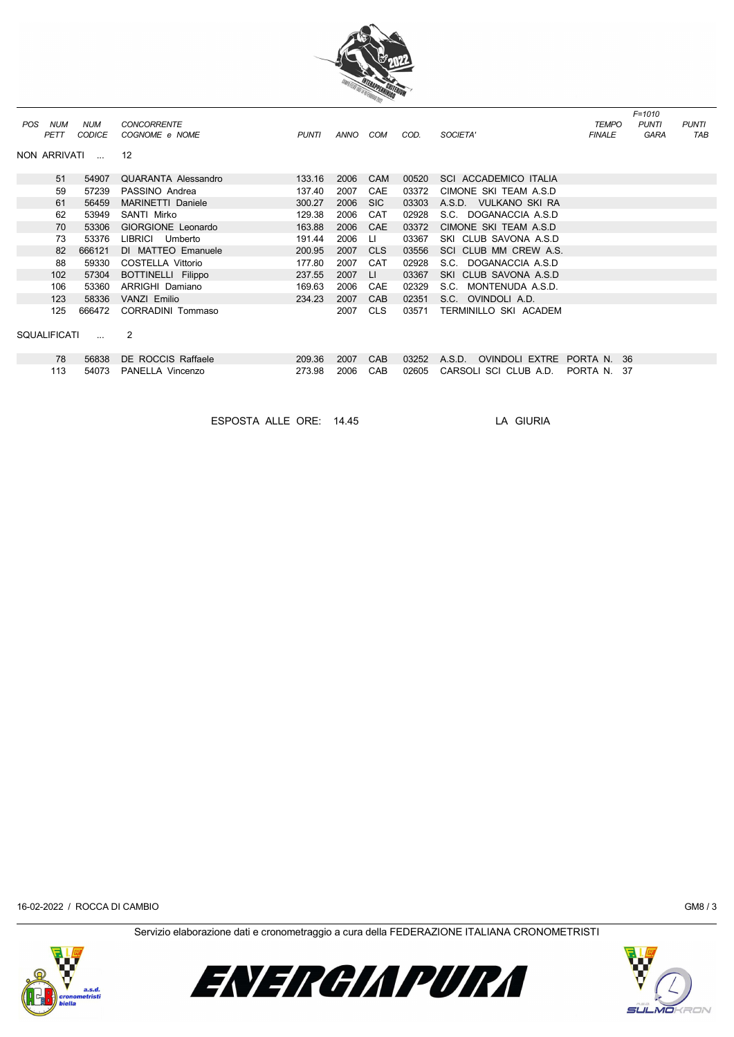| POS | NUM PETT | NUM CODICE | CONCORRENTE COGNOME e NOME | PUNTI | ANNO | COM | COD. | SOCIETA' | TEMPO FINALE | F=1010 PUNTI GARA | PUNTI TAB |
|---|---|---|---|---|---|---|---|---|---|---|---|
| NON ARRIVATI ... 12 | | | | | | | | | | | |
| | 51 | 54907 | QUARANTA Alessandro | 133.16 | 2006 | CAM | 00520 | SCI ACCADEMICO ITALIA | | | |
| | 59 | 57239 | PASSINO Andrea | 137.40 | 2007 | CAE | 03372 | CIMONE SKI TEAM A.S.D | | | |
| | 61 | 56459 | MARINETTI Daniele | 300.27 | 2006 | SIC | 03303 | A.S.D. VULKANO SKI RA | | | |
| | 62 | 53949 | SANTI Mirko | 129.38 | 2006 | CAT | 02928 | S.C. DOGANACCIA A.S.D | | | |
| | 70 | 53306 | GIORGIONE Leonardo | 163.88 | 2006 | CAE | 03372 | CIMONE SKI TEAM A.S.D | | | |
| | 73 | 53376 | LIBRICI Umberto | 191.44 | 2006 | LI | 03367 | SKI CLUB SAVONA A.S.D | | | |
| | 82 | 666121 | DI MATTEO Emanuele | 200.95 | 2007 | CLS | 03556 | SCI CLUB MM CREW A.S. | | | |
| | 88 | 59330 | COSTELLA Vittorio | 177.80 | 2007 | CAT | 02928 | S.C. DOGANACCIA A.S.D | | | |
| | 102 | 57304 | BOTTINELLI Filippo | 237.55 | 2007 | LI | 03367 | SKI CLUB SAVONA A.S.D | | | |
| | 106 | 53360 | ARRIGHI Damiano | 169.63 | 2006 | CAE | 02329 | S.C. MONTENUDA A.S.D. | | | |
| | 123 | 58336 | VANZI Emilio | 234.23 | 2007 | CAB | 02351 | S.C. OVINDOLI A.D. | | | |
| | 125 | 666472 | CORRADINI Tommaso | | 2007 | CLS | 03571 | TERMINILLO SKI ACADEM | | | |
| SQUALIFICATI ... 2 | | | | | | | | | | | |
| | 78 | 56838 | DE ROCCIS Raffaele | 209.36 | 2007 | CAB | 03252 | A.S.D. OVINDOLI EXTRE | PORTA N. 36 | | |
| | 113 | 54073 | PANELLA Vincenzo | 273.98 | 2006 | CAB | 02605 | CARSOLI SCI CLUB A.D. | PORTA N. 37 | | |

ESPOSTA ALLE ORE: 14.45 LA GIURIA

16-02-2022 / ROCCA DI CAMBIO

Servizio elaborazione dati e cronometraggio a cura della FEDERAZIONE ITALIANA CRONOMETRISTI